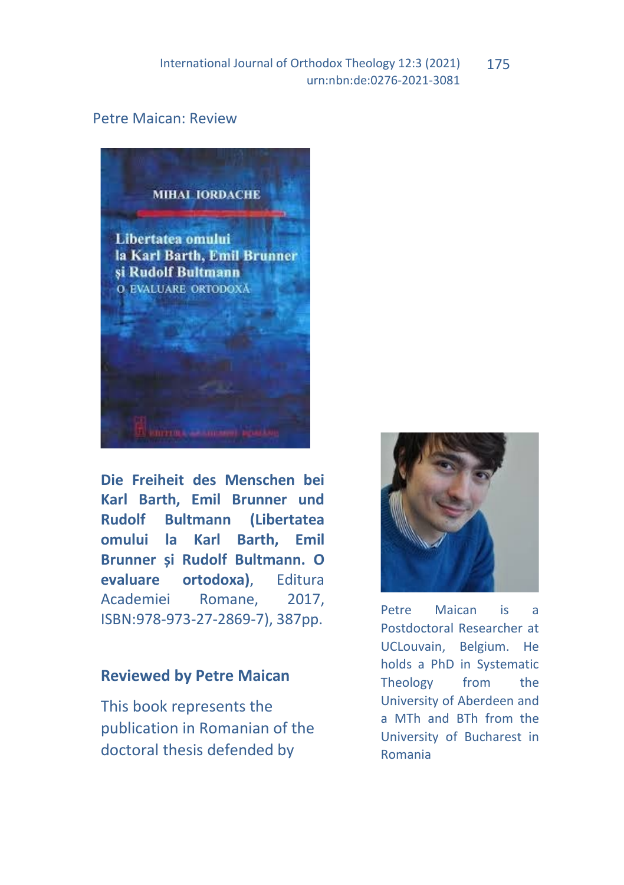Petre Maican: Review

**Die Freiheit des Menschen bei Karl Barth, Emil Brunner und Rudolf Bultmann (Libertatea omului la Karl Barth, Emil Brunner și Rudolf Bultmann. O evaluare ortodoxa)**, Editura Academiei Romane, 2017, ISBN:978-973-27-2869-7), 387pp.

Petre Maican is a Postdoctoral Researcher at UCLouvain, Belgium. He holds a PhD in Systematic Theology from the University of Aberdeen and a MTh and BTh from the University of Bucharest in Romania

## Reviewed by Petre Maican

This book represents the publication in Romanian of the doctoral thesis defended by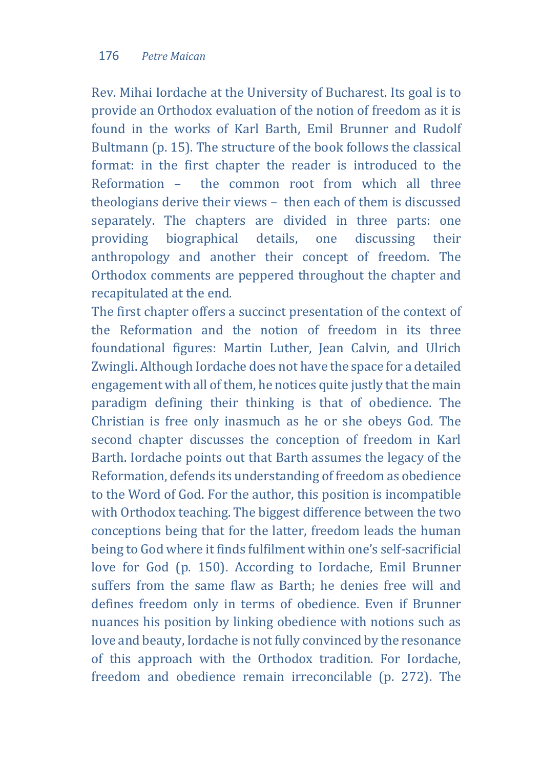Rev. Mihai Iordache at the University of Bucharest. Its goal is to provide an Orthodox evaluation of the notion of freedom as it is found in the works of Karl Barth, Emil Brunner and Rudolf Bultmann (p. 15). The structure of the book follows the classical format: in the first chapter the reader is introduced to the Reformation – the common root from which all three theologians derive their views – then each of them is discussed separately. The chapters are divided in three parts: one providing biographical details, one discussing their anthropology and another their concept of freedom. The Orthodox comments are peppered throughout the chapter and recapitulated at the end.

The first chapter offers a succinct presentation of the context of the Reformation and the notion of freedom in its three foundational figures: Martin Luther, Jean Calvin, and Ulrich Zwingli. Although Iordache does not have the space for a detailed engagement with all of them, he notices quite justly that the main paradigm defining their thinking is that of obedience. The Christian is free only inasmuch as he or she obeys God. The second chapter discusses the conception of freedom in Karl Barth. Iordache points out that Barth assumes the legacy of the Reformation, defends its understanding of freedom as obedience to the Word of God. For the author, this position is incompatible with Orthodox teaching. The biggest difference between the two conceptions being that for the latter, freedom leads the human being to God where it finds fulfilment within one's self-sacrificial love for God (p. 150). According to Iordache, Emil Brunner suffers from the same flaw as Barth; he denies free will and defines freedom only in terms of obedience. Even if Brunner nuances his position by linking obedience with notions such as love and beauty, Iordache is not fully convinced by the resonance of this approach with the Orthodox tradition. For Iordache, freedom and obedience remain irreconcilable (p. 272). The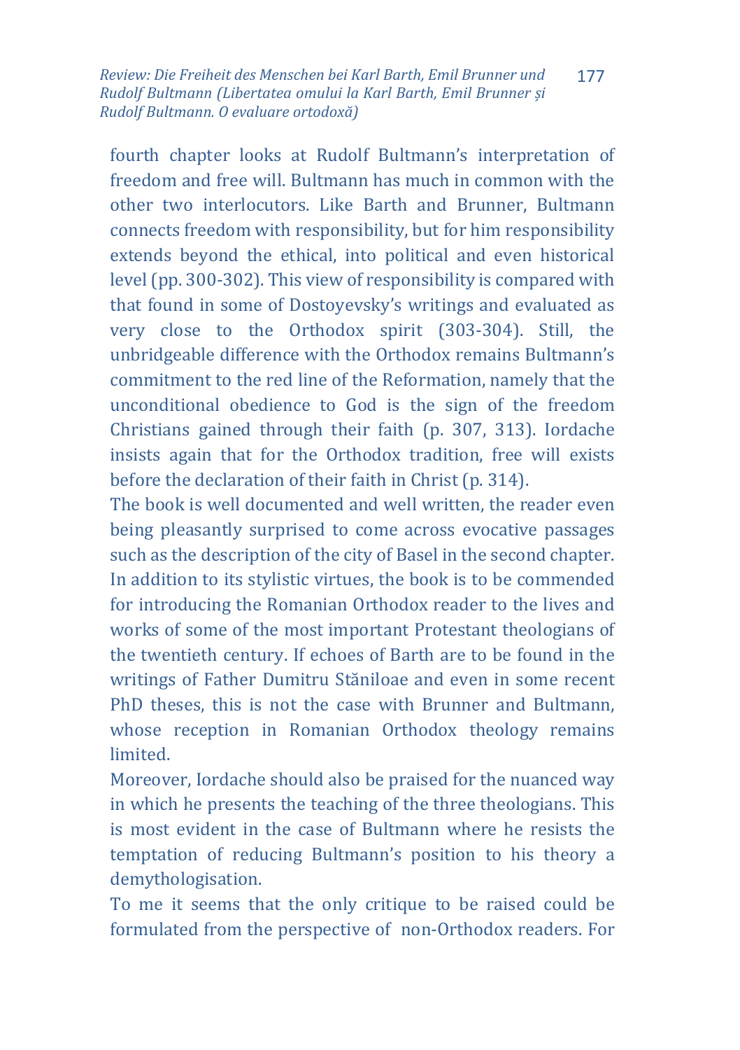fourth chapter looks at Rudolf Bultmann's interpretation of freedom and free will. Bultmann has much in common with the other two interlocutors. Like Barth and Brunner, Bultmann connects freedom with responsibility, but for him responsibility extends beyond the ethical, into political and even historical level (pp. 300-302). This view of responsibility is compared with that found in some of Dostoyevsky's writings and evaluated as very close to the Orthodox spirit (303-304). Still, the unbridgeable difference with the Orthodox remains Bultmann's commitment to the red line of the Reformation, namely that the unconditional obedience to God is the sign of the freedom Christians gained through their faith (p. 307, 313). Iordache insists again that for the Orthodox tradition, free will exists before the declaration of their faith in Christ (p. 314).

The book is well documented and well written, the reader even being pleasantly surprised to come across evocative passages such as the description of the city of Basel in the second chapter. In addition to its stylistic virtues, the book is to be commended for introducing the Romanian Orthodox reader to the lives and works of some of the most important Protestant theologians of the twentieth century. If echoes of Barth are to be found in the writings of Father Dumitru Stăniloae and even in some recent PhD theses, this is not the case with Brunner and Bultmann, whose reception in Romanian Orthodox theology remains limited.

Moreover, Iordache should also be praised for the nuanced way in which he presents the teaching of the three theologians. This is most evident in the case of Bultmann where he resists the temptation of reducing Bultmann's position to his theory a demythologisation.

To me it seems that the only critique to be raised could be formulated from the perspective of non-Orthodox readers. For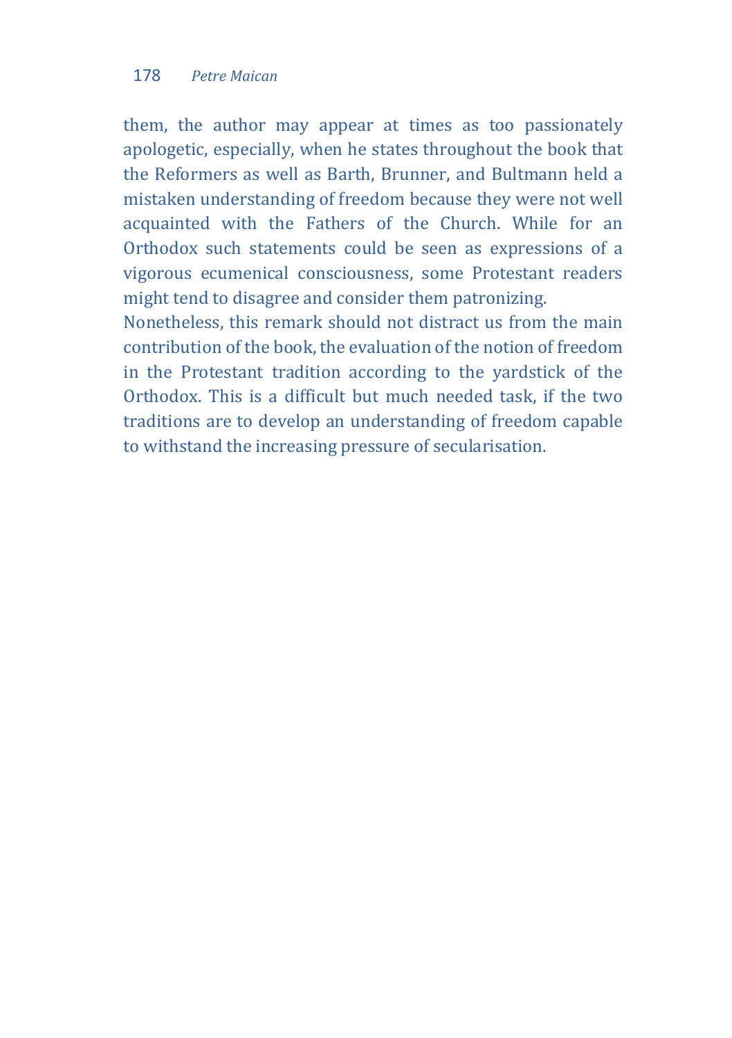them, the author may appear at times as too passionately apologetic, especially, when he states throughout the book that the Reformers as well as Barth, Brunner, and Bultmann held a mistaken understanding of freedom because they were not well acquainted with the Fathers of the Church. While for an Orthodox such statements could be seen as expressions of a vigorous ecumenical consciousness, some Protestant readers might tend to disagree and consider them patronizing.

Nonetheless, this remark should not distract us from the main contribution of the book, the evaluation of the notion of freedom in the Protestant tradition according to the yardstick of the Orthodox. This is a difficult but much needed task, if the two traditions are to develop an understanding of freedom capable to withstand the increasing pressure of secularisation.